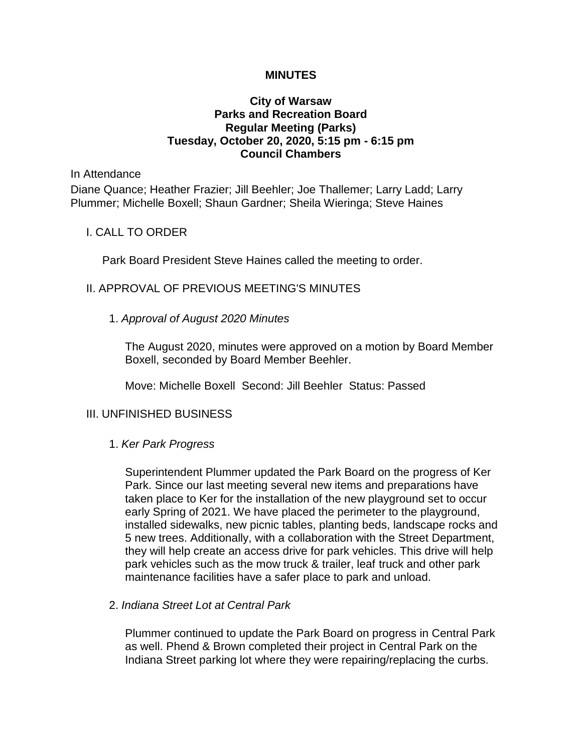**MINUTES**

**City of Warsaw**
**Parks and Recreation Board**
**Regular Meeting (Parks)**
**Tuesday, October 20, 2020, 5:15 pm - 6:15 pm**
**Council Chambers**

In Attendance

Diane Quance; Heather Frazier; Jill Beehler; Joe Thallemer; Larry Ladd; Larry Plummer; Michelle Boxell; Shaun Gardner; Sheila Wieringa; Steve Haines

## I. CALL TO ORDER

Park Board President Steve Haines called the meeting to order.

## II. APPROVAL OF PREVIOUS MEETING'S MINUTES

1. *Approval of August 2020 Minutes*

   The August 2020, minutes were approved on a motion by Board Member Boxell, seconded by Board Member Beehler.

   Move: Michelle Boxell  Second: Jill Beehler  Status: Passed

## III. UNFINISHED BUSINESS

1. *Ker Park Progress*

   Superintendent Plummer updated the Park Board on the progress of Ker Park. Since our last meeting several new items and preparations have taken place to Ker for the installation of the new playground set to occur early Spring of 2021. We have placed the perimeter to the playground, installed sidewalks, new picnic tables, planting beds, landscape rocks and 5 new trees. Additionally, with a collaboration with the Street Department, they will help create an access drive for park vehicles. This drive will help park vehicles such as the mow truck & trailer, leaf truck and other park maintenance facilities have a safer place to park and unload.

2. *Indiana Street Lot at Central Park*

   Plummer continued to update the Park Board on progress in Central Park as well. Phend & Brown completed their project in Central Park on the Indiana Street parking lot where they were repairing/replacing the curbs.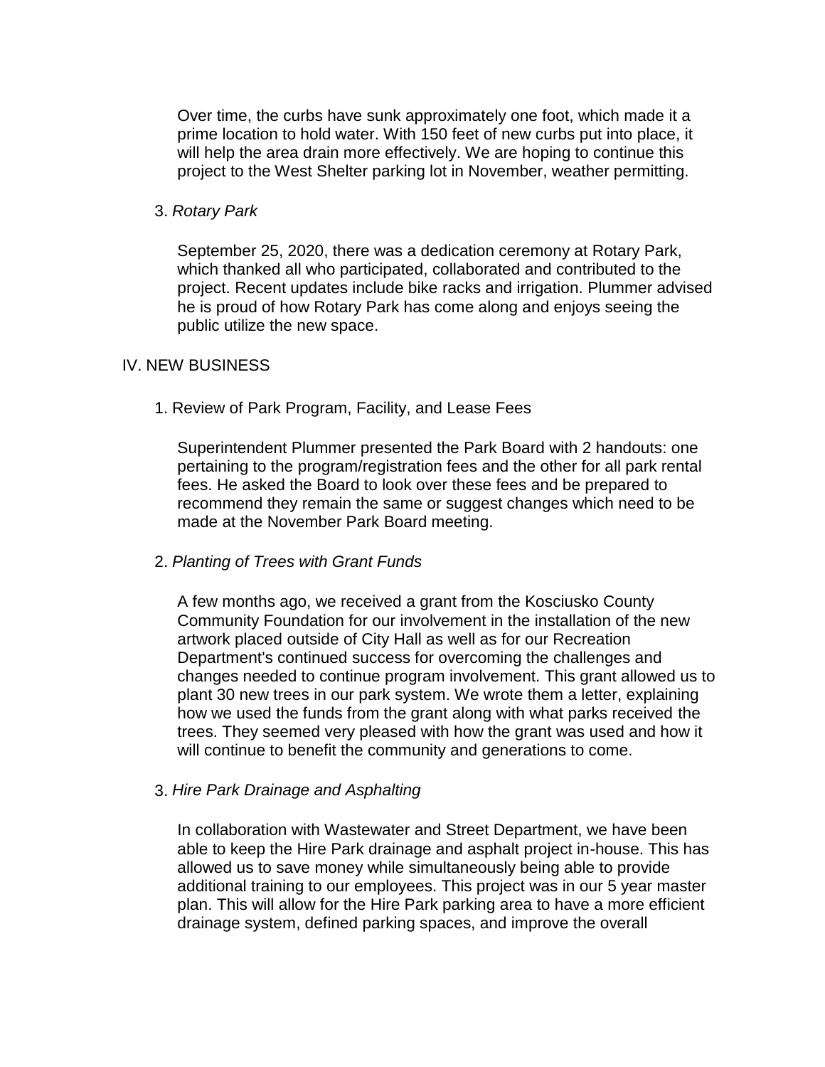Over time, the curbs have sunk approximately one foot, which made it a prime location to hold water. With 150 feet of new curbs put into place, it will help the area drain more effectively. We are hoping to continue this project to the West Shelter parking lot in November, weather permitting.

3. *Rotary Park*

   September 25, 2020, there was a dedication ceremony at Rotary Park, which thanked all who participated, collaborated and contributed to the project. Recent updates include bike racks and irrigation. Plummer advised he is proud of how Rotary Park has come along and enjoys seeing the public utilize the new space.

## IV. NEW BUSINESS

1. Review of Park Program, Facility, and Lease Fees

   Superintendent Plummer presented the Park Board with 2 handouts: one pertaining to the program/registration fees and the other for all park rental fees. He asked the Board to look over these fees and be prepared to recommend they remain the same or suggest changes which need to be made at the November Park Board meeting.

2. *Planting of Trees with Grant Funds*

   A few months ago, we received a grant from the Kosciusko County Community Foundation for our involvement in the installation of the new artwork placed outside of City Hall as well as for our Recreation Department's continued success for overcoming the challenges and changes needed to continue program involvement. This grant allowed us to plant 30 new trees in our park system. We wrote them a letter, explaining how we used the funds from the grant along with what parks received the trees. They seemed very pleased with how the grant was used and how it will continue to benefit the community and generations to come.

3. *Hire Park Drainage and Asphalting*

   In collaboration with Wastewater and Street Department, we have been able to keep the Hire Park drainage and asphalt project in-house. This has allowed us to save money while simultaneously being able to provide additional training to our employees. This project was in our 5 year master plan. This will allow for the Hire Park parking area to have a more efficient drainage system, defined parking spaces, and improve the overall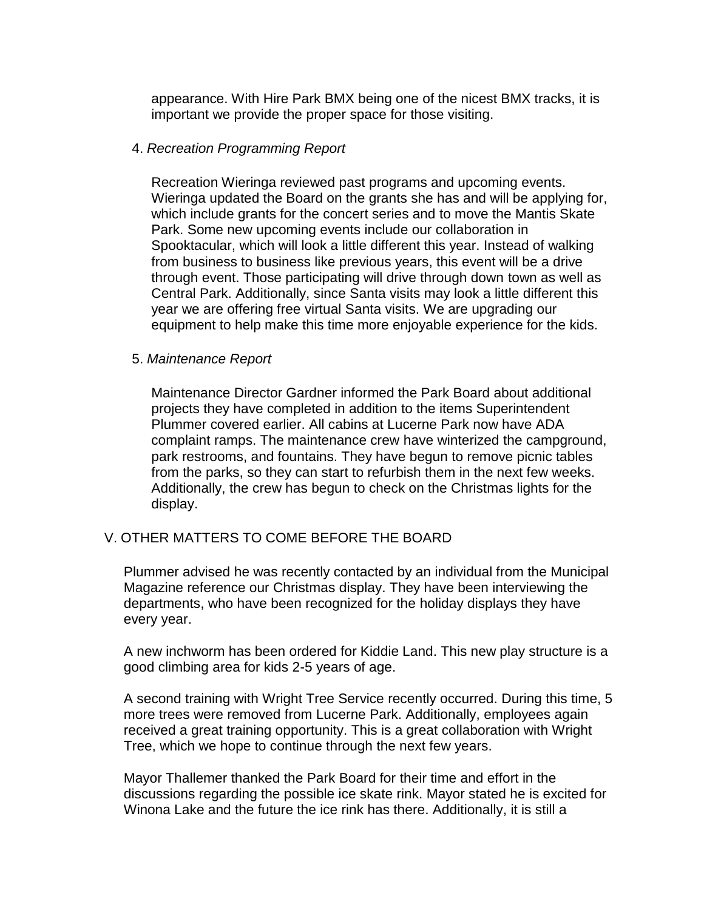appearance. With Hire Park BMX being one of the nicest BMX tracks, it is important we provide the proper space for those visiting.

4. *Recreation Programming Report*

Recreation Wieringa reviewed past programs and upcoming events. Wieringa updated the Board on the grants she has and will be applying for, which include grants for the concert series and to move the Mantis Skate Park. Some new upcoming events include our collaboration in Spooktacular, which will look a little different this year. Instead of walking from business to business like previous years, this event will be a drive through event. Those participating will drive through down town as well as Central Park. Additionally, since Santa visits may look a little different this year we are offering free virtual Santa visits. We are upgrading our equipment to help make this time more enjoyable experience for the kids.

5. *Maintenance Report*

Maintenance Director Gardner informed the Park Board about additional projects they have completed in addition to the items Superintendent Plummer covered earlier. All cabins at Lucerne Park now have ADA complaint ramps. The maintenance crew have winterized the campground, park restrooms, and fountains. They have begun to remove picnic tables from the parks, so they can start to refurbish them in the next few weeks. Additionally, the crew has begun to check on the Christmas lights for the display.

## V. OTHER MATTERS TO COME BEFORE THE BOARD

Plummer advised he was recently contacted by an individual from the Municipal Magazine reference our Christmas display. They have been interviewing the departments, who have been recognized for the holiday displays they have every year.

A new inchworm has been ordered for Kiddie Land. This new play structure is a good climbing area for kids 2-5 years of age.

A second training with Wright Tree Service recently occurred. During this time, 5 more trees were removed from Lucerne Park. Additionally, employees again received a great training opportunity. This is a great collaboration with Wright Tree, which we hope to continue through the next few years.

Mayor Thallemer thanked the Park Board for their time and effort in the discussions regarding the possible ice skate rink. Mayor stated he is excited for Winona Lake and the future the ice rink has there. Additionally, it is still a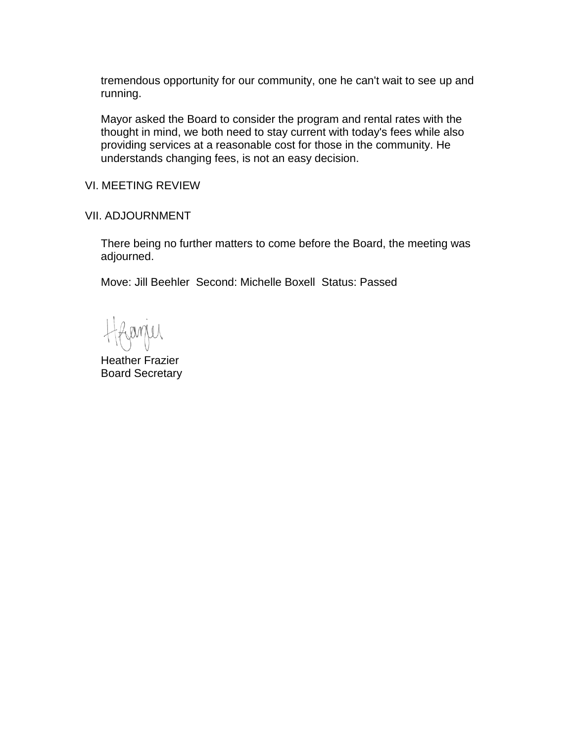tremendous opportunity for our community, one he can't wait to see up and running.

Mayor asked the Board to consider the program and rental rates with the thought in mind, we both need to stay current with today's fees while also providing services at a reasonable cost for those in the community. He understands changing fees, is not an easy decision.

## VI. MEETING REVIEW

## VII. ADJOURNMENT

There being no further matters to come before the Board, the meeting was adjourned.

Move: Jill Beehler Second: Michelle Boxell Status: Passed

Heather Frazier
Board Secretary